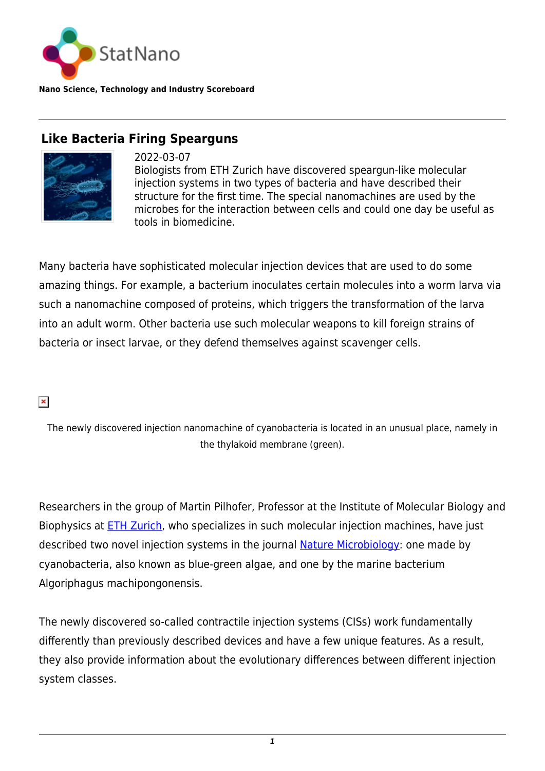Nano Science, Technology and Industry Scoreboard

## Like Bacteria Firing Spearguns

2022-03-07

Biologists from ETH Zurich have discovered speargun-like molecular injection systems in two types of bacteria and have described their structure for the first time. The special nanomachines are used by the microbes for the interaction between cells and could one day be useful as tools in biomedicine.

Many bacteria have sophisticated molecular injection devices that are used to do some amazing things. For example, a bacterium inoculates certain molecules into a worm larva via such a nanomachine composed of proteins, which triggers the transformation of the larva into an adult worm. Other bacteria use such molecular weapons to kill foreign strains of bacteria or insect larvae, or they defend themselves against scavenger cells.

The newly discovered injection nanomachine of cyanobacteria is located in an unusual place, namely in the thylakoid membrane (green).

Researchers in the group of Martin Pilhofer, Professor at the Institute of Molecular Biology and Biophysics at ETH Zurich, who specializes in such molecular injection machines, have just described two novel injection systems in the journal Nature Microbiology: one made by cyanobacteria, also known as blue-green algae, and one by the marine bacterium Algoriphagus machipongonensis.

The newly discovered so-called contractile injection systems (CISs) work fundamentally differently than previously described devices and have a few unique features. As a result, they also provide information about the evolutionary differences between different injection system classes.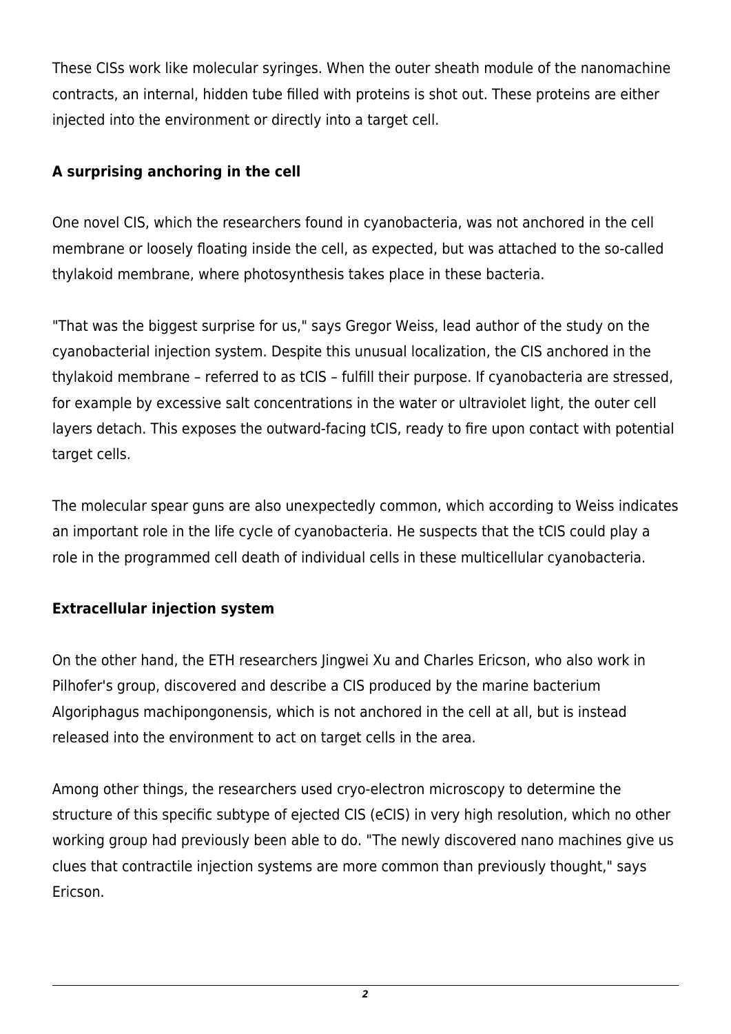These CISs work like molecular syringes. When the outer sheath module of the nanomachine contracts, an internal, hidden tube filled with proteins is shot out. These proteins are either injected into the environment or directly into a target cell.

**A surprising anchoring in the cell**

One novel CIS, which the researchers found in cyanobacteria, was not anchored in the cell membrane or loosely floating inside the cell, as expected, but was attached to the so-called thylakoid membrane, where photosynthesis takes place in these bacteria.

"That was the biggest surprise for us," says Gregor Weiss, lead author of the study on the cyanobacterial injection system. Despite this unusual localization, the CIS anchored in the thylakoid membrane – referred to as tCIS – fulfill their purpose. If cyanobacteria are stressed, for example by excessive salt concentrations in the water or ultraviolet light, the outer cell layers detach. This exposes the outward-facing tCIS, ready to fire upon contact with potential target cells.

The molecular spear guns are also unexpectedly common, which according to Weiss indicates an important role in the life cycle of cyanobacteria. He suspects that the tCIS could play a role in the programmed cell death of individual cells in these multicellular cyanobacteria.

**Extracellular injection system**

On the other hand, the ETH researchers Jingwei Xu and Charles Ericson, who also work in Pilhofer's group, discovered and describe a CIS produced by the marine bacterium Algoriphagus machipongonensis, which is not anchored in the cell at all, but is instead released into the environment to act on target cells in the area.

Among other things, the researchers used cryo-electron microscopy to determine the structure of this specific subtype of ejected CIS (eCIS) in very high resolution, which no other working group had previously been able to do. "The newly discovered nano machines give us clues that contractile injection systems are more common than previously thought," says Ericson.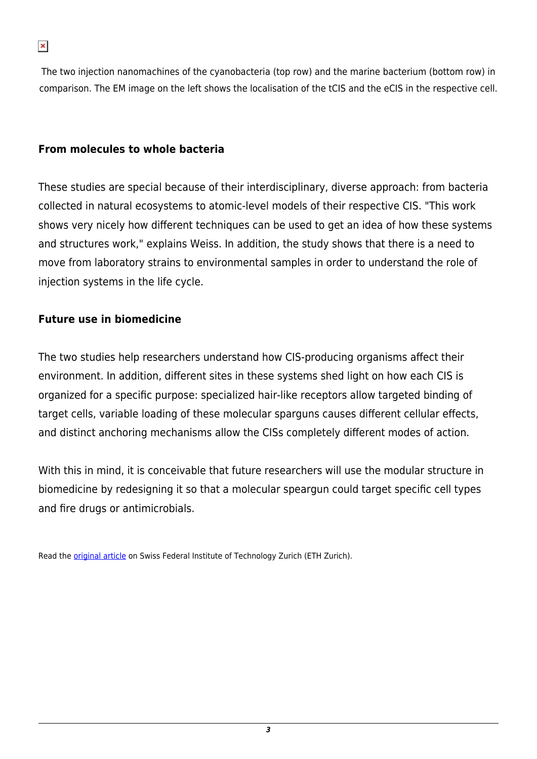The two injection nanomachines of the cyanobacteria (top row) and the marine bacterium (bottom row) in comparison. The EM image on the left shows the localisation of the tCIS and the eCIS in the respective cell.

### From molecules to whole bacteria

These studies are special because of their interdisciplinary, diverse approach: from bacteria collected in natural ecosystems to atomic-level models of their respective CIS. "This work shows very nicely how different techniques can be used to get an idea of how these systems and structures work," explains Weiss. In addition, the study shows that there is a need to move from laboratory strains to environmental samples in order to understand the role of injection systems in the life cycle.

### Future use in biomedicine

The two studies help researchers understand how CIS-producing organisms affect their environment. In addition, different sites in these systems shed light on how each CIS is organized for a specific purpose: specialized hair-like receptors allow targeted binding of target cells, variable loading of these molecular sparguns causes different cellular effects, and distinct anchoring mechanisms allow the CISs completely different modes of action.

With this in mind, it is conceivable that future researchers will use the modular structure in biomedicine by redesigning it so that a molecular speargun could target specific cell types and fire drugs or antimicrobials.

Read the [original article](#) on Swiss Federal Institute of Technology Zurich (ETH Zurich).